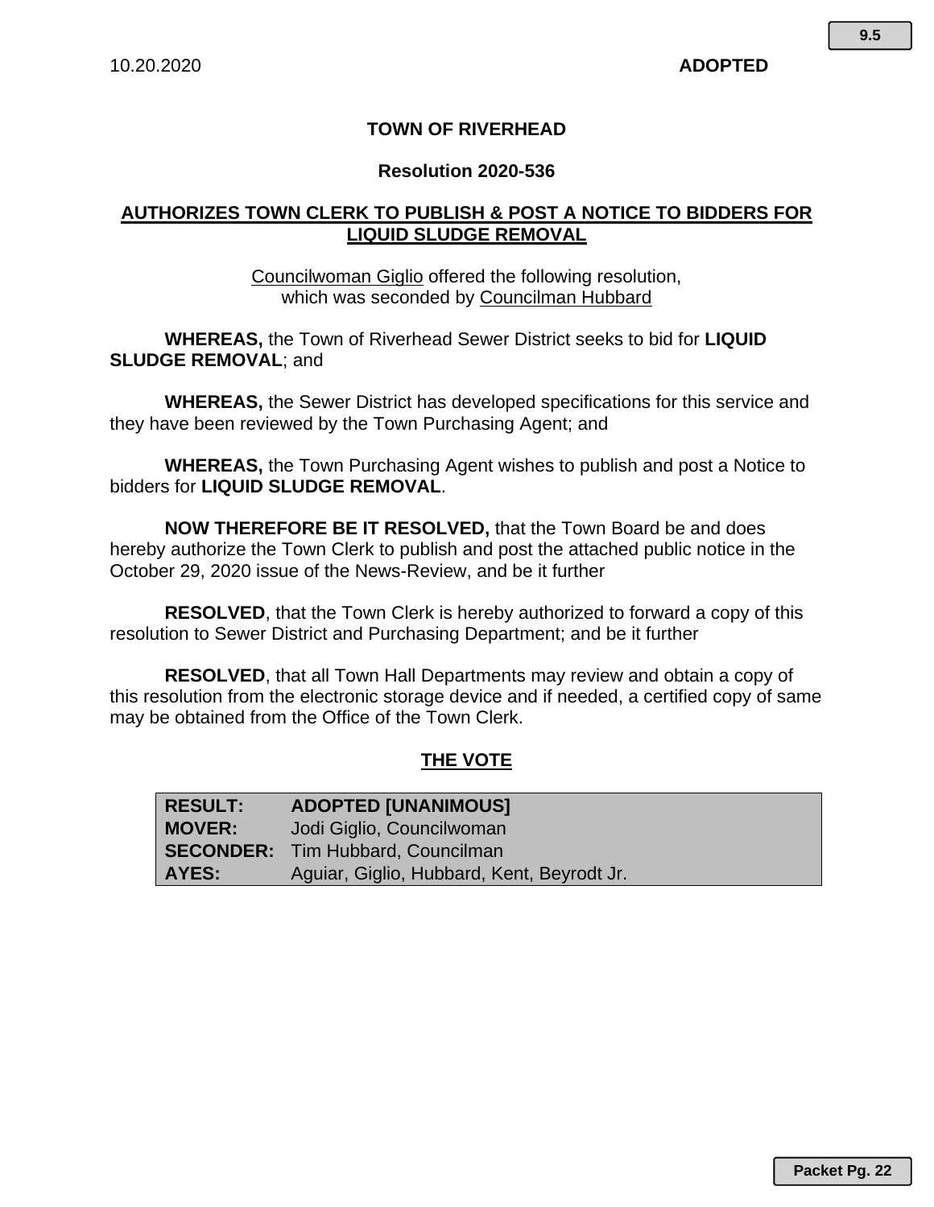10.20.2020 **ADOPTED**

**TOWN OF RIVERHEAD**

**Resolution 2020-536**

**AUTHORIZES TOWN CLERK TO PUBLISH & POST A NOTICE TO BIDDERS FOR LIQUID SLUDGE REMOVAL**

Councilwoman Giglio offered the following resolution,
which was seconded by Councilman Hubbard

**WHEREAS,** the Town of Riverhead Sewer District seeks to bid for **LIQUID SLUDGE REMOVAL**; and

**WHEREAS,** the Sewer District has developed specifications for this service and they have been reviewed by the Town Purchasing Agent; and

**WHEREAS,** the Town Purchasing Agent wishes to publish and post a Notice to bidders for **LIQUID SLUDGE REMOVAL**.

**NOW THEREFORE BE IT RESOLVED,** that the Town Board be and does hereby authorize the Town Clerk to publish and post the attached public notice in the October 29, 2020 issue of the News-Review, and be it further

**RESOLVED**, that the Town Clerk is hereby authorized to forward a copy of this resolution to Sewer District and Purchasing Department; and be it further

**RESOLVED**, that all Town Hall Departments may review and obtain a copy of this resolution from the electronic storage device and if needed, a certified copy of same may be obtained from the Office of the Town Clerk.

**THE VOTE**

| | |
|---|---|
| **RESULT:** | **ADOPTED [UNANIMOUS]** |
| **MOVER:** | Jodi Giglio, Councilwoman |
| **SECONDER:** | Tim Hubbard, Councilman |
| **AYES:** | Aguiar, Giglio, Hubbard, Kent, Beyrodt Jr. |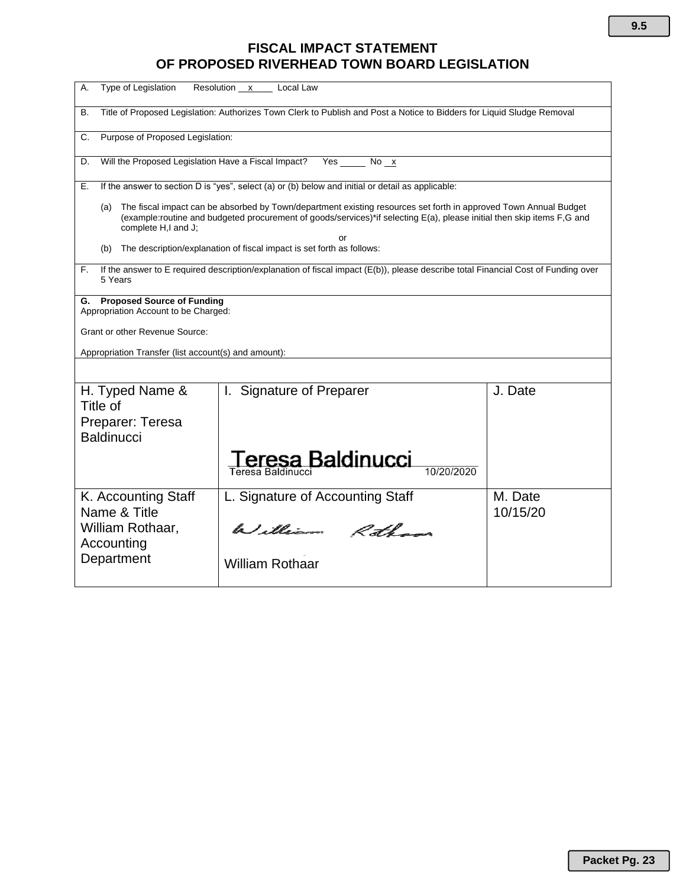# FISCAL IMPACT STATEMENT
# OF PROPOSED RIVERHEAD TOWN BOARD LEGISLATION

A. Type of Legislation  Resolution __x__  Local Law

B. Title of Proposed Legislation: Authorizes Town Clerk to Publish and Post a Notice to Bidders for Liquid Sludge Removal

C. Purpose of Proposed Legislation:

D. Will the Proposed Legislation Have a Fiscal Impact?  Yes _____ No __x

E. If the answer to section D is "yes", select (a) or (b) below and initial or detail as applicable:

(a) The fiscal impact can be absorbed by Town/department existing resources set forth in approved Town Annual Budget (example:routine and budgeted procurement of goods/services)*if selecting E(a), please initial then skip items F,G and complete H,I and J;

or

(b) The description/explanation of fiscal impact is set forth as follows:

F. If the answer to E required description/explanation of fiscal impact (E(b)), please describe total Financial Cost of Funding over 5 Years

**G. Proposed Source of Funding**

Appropriation Account to be Charged:

Grant or other Revenue Source:

Appropriation Transfer (list account(s) and amount):

| H. Typed Name & Title of Preparer: Teresa Baldinucci | I. Signature of Preparer | J. Date |
|---|---|---|
| | Teresa Baldinucci<br>Teresa Baldinucci 10/20/2020 | |
| **K. Accounting Staff Name & Title** | **L. Signature of Accounting Staff** | **M. Date** |
| William Rothaar, Accounting Department | William Rothaar | 10/15/20 |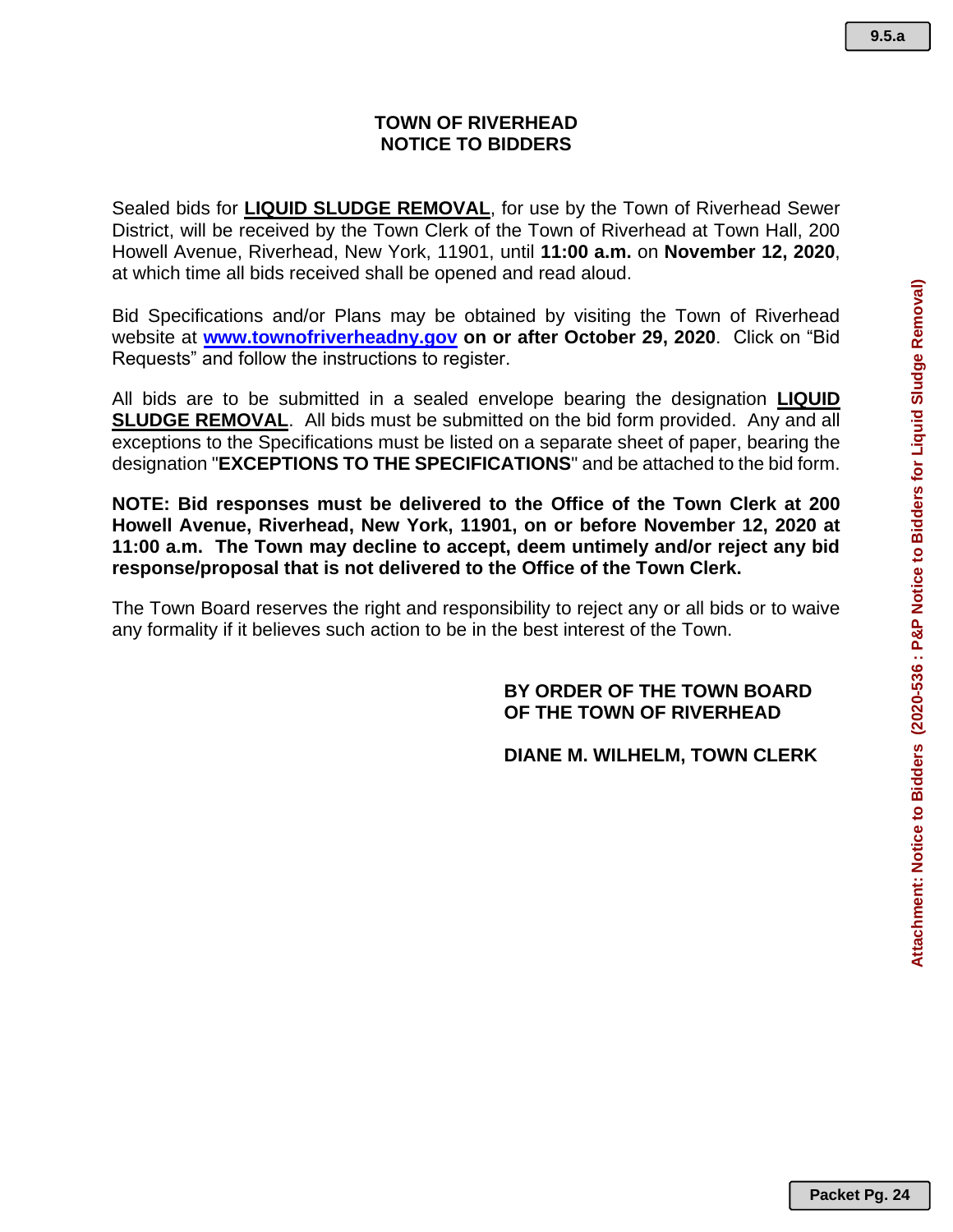# TOWN OF RIVERHEAD
# NOTICE TO BIDDERS

Sealed bids for **LIQUID SLUDGE REMOVAL**, for use by the Town of Riverhead Sewer District, will be received by the Town Clerk of the Town of Riverhead at Town Hall, 200 Howell Avenue, Riverhead, New York, 11901, until **11:00 a.m.** on **November 12, 2020**, at which time all bids received shall be opened and read aloud.

Bid Specifications and/or Plans may be obtained by visiting the Town of Riverhead website at **www.townofriverheadny.gov on or after October 29, 2020**. Click on "Bid Requests" and follow the instructions to register.

All bids are to be submitted in a sealed envelope bearing the designation **LIQUID SLUDGE REMOVAL**. All bids must be submitted on the bid form provided. Any and all exceptions to the Specifications must be listed on a separate sheet of paper, bearing the designation "**EXCEPTIONS TO THE SPECIFICATIONS**" and be attached to the bid form.

**NOTE: Bid responses must be delivered to the Office of the Town Clerk at 200 Howell Avenue, Riverhead, New York, 11901, on or before November 12, 2020 at 11:00 a.m. The Town may decline to accept, deem untimely and/or reject any bid response/proposal that is not delivered to the Office of the Town Clerk.**

The Town Board reserves the right and responsibility to reject any or all bids or to waive any formality if it believes such action to be in the best interest of the Town.

**BY ORDER OF THE TOWN BOARD**
**OF THE TOWN OF RIVERHEAD**

**DIANE M. WILHELM, TOWN CLERK**